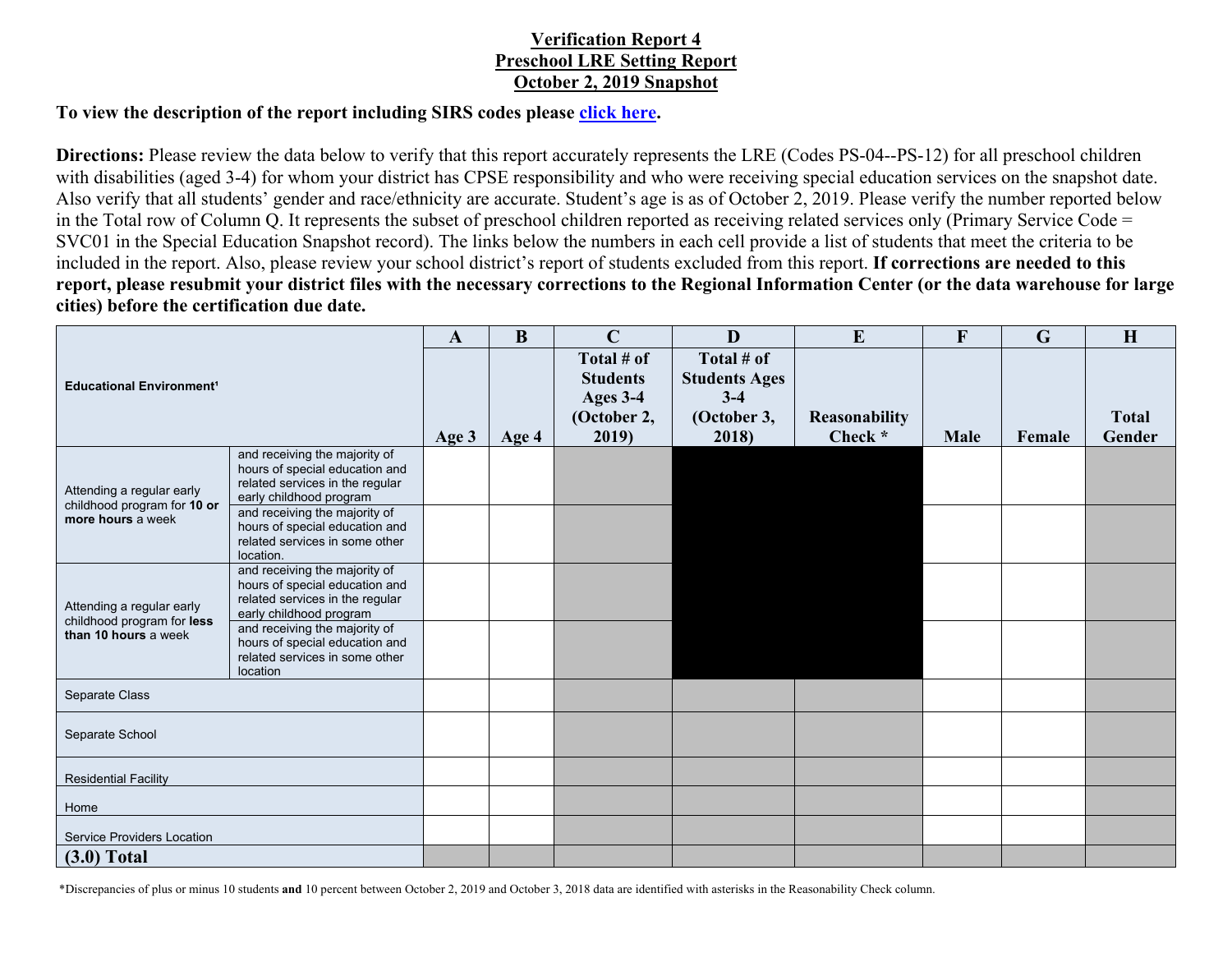**Verification Report 4**
**Preschool LRE Setting Report**
**October 2, 2019 Snapshot**

**To view the description of the report including SIRS codes please click here.**

**Directions:** Please review the data below to verify that this report accurately represents the LRE (Codes PS-04--PS-12) for all preschool children with disabilities (aged 3-4) for whom your district has CPSE responsibility and who were receiving special education services on the snapshot date. Also verify that all students' gender and race/ethnicity are accurate. Student's age is as of October 2, 2019. Please verify the number reported below in the Total row of Column Q. It represents the subset of preschool children reported as receiving related services only (Primary Service Code = SVC01 in the Special Education Snapshot record). The links below the numbers in each cell provide a list of students that meet the criteria to be included in the report. Also, please review your school district's report of students excluded from this report. **If corrections are needed to this report, please resubmit your district files with the necessary corrections to the Regional Information Center (or the data warehouse for large cities) before the certification due date.**

| Educational Environment[1] | | A | B | C | D | E | F | G | H |
|---|---|---|---|---|---|---|---|---|---|
| | | Age 3 | Age 4 | Total # of Students Ages 3-4 (October 2, 2019) | Total # of Students Ages 3-4 (October 3, 2018) | Reasonability Check * | Male | Female | Total Gender |
| Attending a regular early childhood program for **10 or more hours** a week | and receiving the majority of hours of special education and related services in the regular early childhood program | | | | | | | | |
| | and receiving the majority of hours of special education and related services in some other location. | | | | | | | | |
| Attending a regular early childhood program for **less than 10 hours** a week | and receiving the majority of hours of special education and related services in the regular early childhood program | | | | | | | | |
| | and receiving the majority of hours of special education and related services in some other location | | | | | | | | |
| Separate Class | | | | | | | | | |
| Separate School | | | | | | | | | |
| Residential Facility | | | | | | | | | |
| Home | | | | | | | | | |
| Service Providers Location | | | | | | | | | |
| **(3.0) Total** | | | | | | | | | |

*Discrepancies of plus or minus 10 students **and** 10 percent between October 2, 2019 and October 3, 2018 data are identified with asterisks in the Reasonability Check column.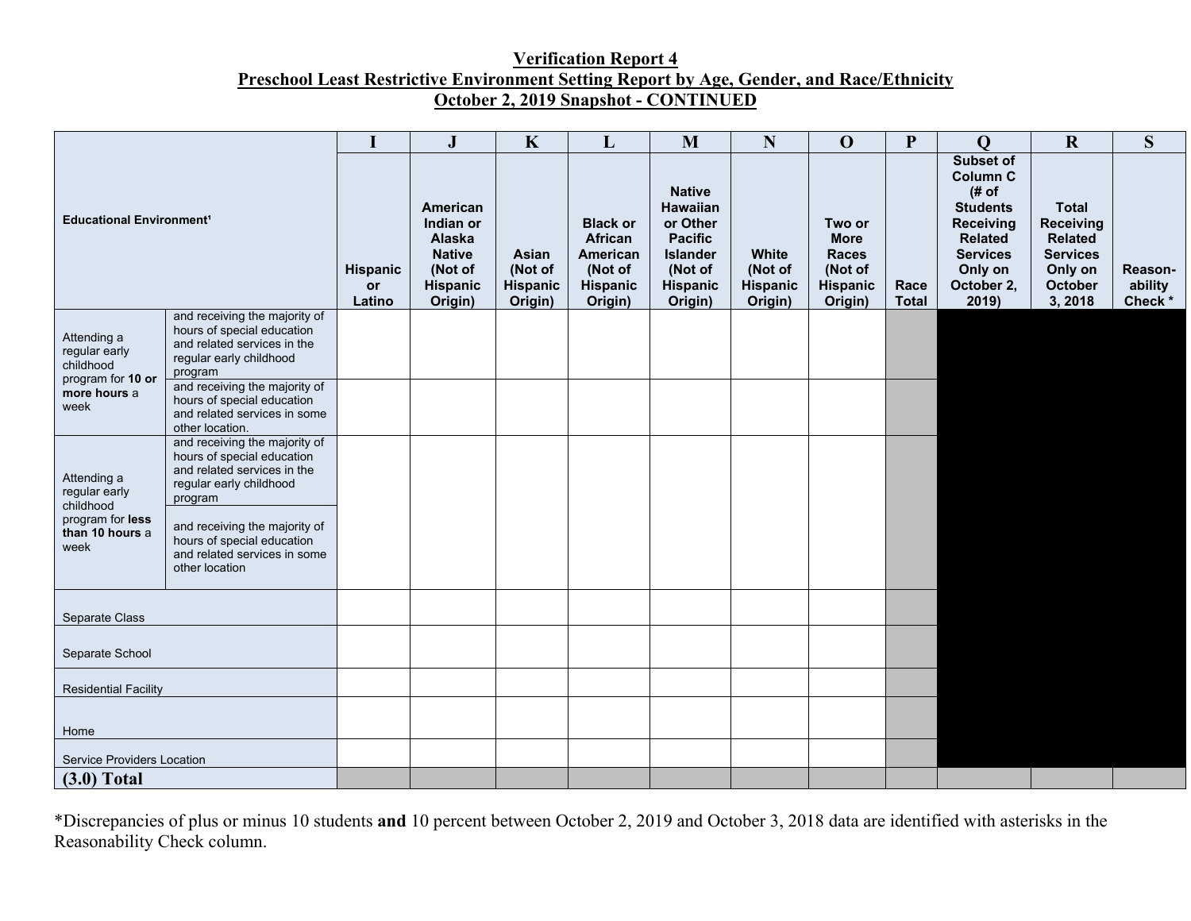## Verification Report 4

## Preschool Least Restrictive Environment Setting Report by Age, Gender, and Race/Ethnicity

## October 2, 2019 Snapshot - CONTINUED

| | | I | J | K | L | M | N | O | P | Q | R | S |
|---|---|---|---|---|---|---|---|---|---|---|---|---|
| **Educational Environment¹** | | **Hispanic or Latino** | **American Indian or Alaska Native (Not of Hispanic Origin)** | **Asian (Not of Hispanic Origin)** | **Black or African American (Not of Hispanic Origin)** | **Native Hawaiian or Other Pacific Islander (Not of Hispanic Origin)** | **White (Not of Hispanic Origin)** | **Two or More Races (Not of Hispanic Origin)** | **Race Total** | **Subset of Column C (# of Students Receiving Related Services Only on October 2, 2019)** | **Total Receiving Related Services Only on October 3, 2018** | **Reason-ability Check *** |
| Attending a regular early childhood program for **10 or more hours** a week | and receiving the majority of hours of special education and related services in the regular early childhood program | | | | | | | | | | | |
| | and receiving the majority of hours of special education and related services in some other location. | | | | | | | | | | | |
| Attending a regular early childhood program for **less than 10 hours** a week | and receiving the majority of hours of special education and related services in the regular early childhood program | | | | | | | | | | | |
| | and receiving the majority of hours of special education and related services in some other location | | | | | | | | | | | |
| Separate Class | | | | | | | | | | | | |
| Separate School | | | | | | | | | | | | |
| Residential Facility | | | | | | | | | | | | |
| Home | | | | | | | | | | | | |
| Service Providers Location | | | | | | | | | | | | |
| **(3.0) Total** | | | | | | | | | | | | |

*Discrepancies of plus or minus 10 students **and** 10 percent between October 2, 2019 and October 3, 2018 data are identified with asterisks in the Reasonability Check column.